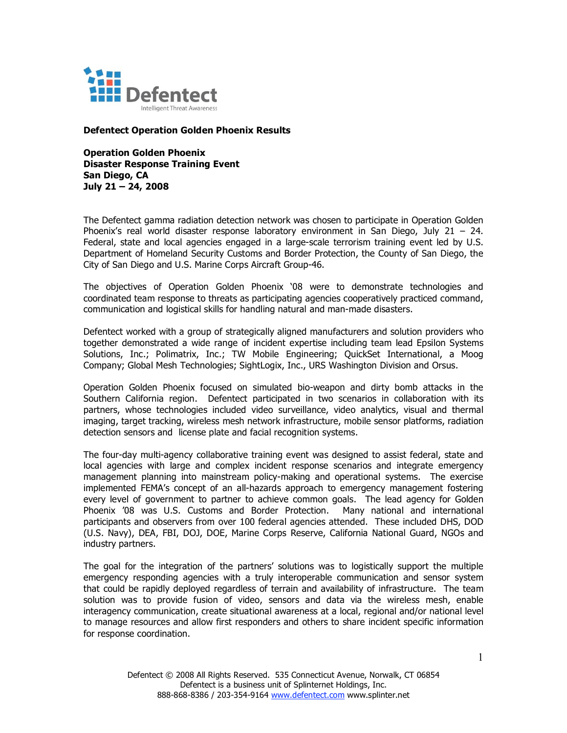**Defentect Operation Golden Phoenix Results**

**Operation Golden Phoenix**
**Disaster Response Training Event**
**San Diego, CA**
**July 21 – 24, 2008**

The Defentect gamma radiation detection network was chosen to participate in Operation Golden Phoenix's real world disaster response laboratory environment in San Diego, July 21 – 24. Federal, state and local agencies engaged in a large-scale terrorism training event led by U.S. Department of Homeland Security Customs and Border Protection, the County of San Diego, the City of San Diego and U.S. Marine Corps Aircraft Group-46.

The objectives of Operation Golden Phoenix '08 were to demonstrate technologies and coordinated team response to threats as participating agencies cooperatively practiced command, communication and logistical skills for handling natural and man-made disasters.

Defentect worked with a group of strategically aligned manufacturers and solution providers who together demonstrated a wide range of incident expertise including team lead Epsilon Systems Solutions, Inc.; Polimatrix, Inc.; TW Mobile Engineering; QuickSet International, a Moog Company; Global Mesh Technologies; SightLogix, Inc., URS Washington Division and Orsus.

Operation Golden Phoenix focused on simulated bio-weapon and dirty bomb attacks in the Southern California region. Defentect participated in two scenarios in collaboration with its partners, whose technologies included video surveillance, video analytics, visual and thermal imaging, target tracking, wireless mesh network infrastructure, mobile sensor platforms, radiation detection sensors and license plate and facial recognition systems.

The four-day multi-agency collaborative training event was designed to assist federal, state and local agencies with large and complex incident response scenarios and integrate emergency management planning into mainstream policy-making and operational systems. The exercise implemented FEMA's concept of an all-hazards approach to emergency management fostering every level of government to partner to achieve common goals. The lead agency for Golden Phoenix '08 was U.S. Customs and Border Protection. Many national and international participants and observers from over 100 federal agencies attended. These included DHS, DOD (U.S. Navy), DEA, FBI, DOJ, DOE, Marine Corps Reserve, California National Guard, NGOs and industry partners.

The goal for the integration of the partners' solutions was to logistically support the multiple emergency responding agencies with a truly interoperable communication and sensor system that could be rapidly deployed regardless of terrain and availability of infrastructure. The team solution was to provide fusion of video, sensors and data via the wireless mesh, enable interagency communication, create situational awareness at a local, regional and/or national level to manage resources and allow first responders and others to share incident specific information for response coordination.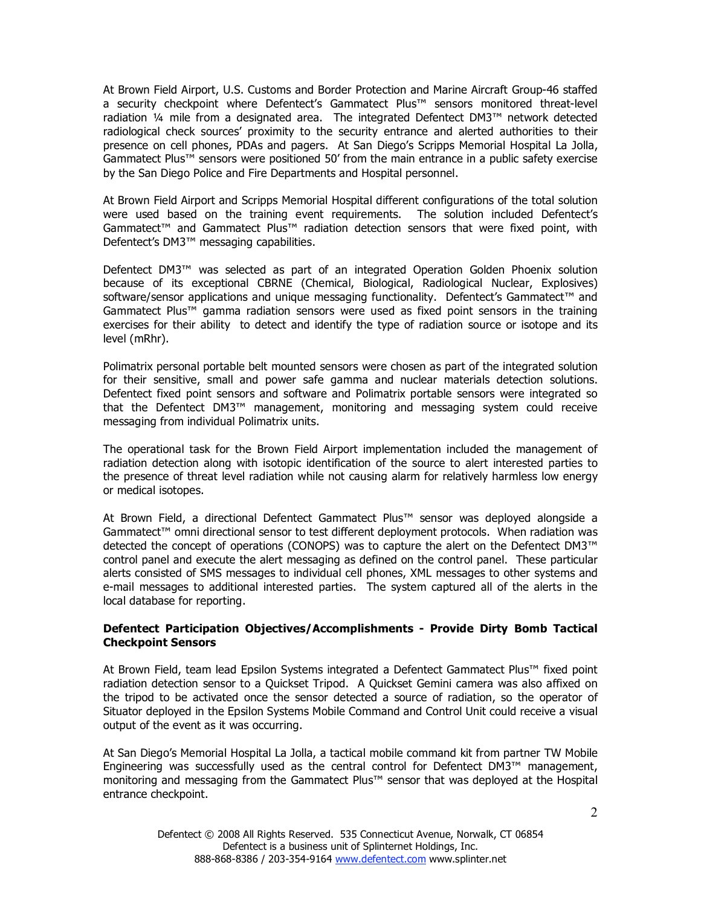At Brown Field Airport, U.S. Customs and Border Protection and Marine Aircraft Group-46 staffed a security checkpoint where Defentect's Gammatect Plus™ sensors monitored threat-level radiation ¼ mile from a designated area. The integrated Defentect DM3™ network detected radiological check sources' proximity to the security entrance and alerted authorities to their presence on cell phones, PDAs and pagers. At San Diego's Scripps Memorial Hospital La Jolla, Gammatect Plus™ sensors were positioned 50' from the main entrance in a public safety exercise by the San Diego Police and Fire Departments and Hospital personnel.

At Brown Field Airport and Scripps Memorial Hospital different configurations of the total solution were used based on the training event requirements. The solution included Defentect's Gammatect™ and Gammatect Plus™ radiation detection sensors that were fixed point, with Defentect's DM3™ messaging capabilities.

Defentect DM3™ was selected as part of an integrated Operation Golden Phoenix solution because of its exceptional CBRNE (Chemical, Biological, Radiological Nuclear, Explosives) software/sensor applications and unique messaging functionality. Defentect's Gammatect™ and Gammatect Plus™ gamma radiation sensors were used as fixed point sensors in the training exercises for their ability to detect and identify the type of radiation source or isotope and its level (mRhr).

Polimatrix personal portable belt mounted sensors were chosen as part of the integrated solution for their sensitive, small and power safe gamma and nuclear materials detection solutions. Defentect fixed point sensors and software and Polimatrix portable sensors were integrated so that the Defentect DM3™ management, monitoring and messaging system could receive messaging from individual Polimatrix units.

The operational task for the Brown Field Airport implementation included the management of radiation detection along with isotopic identification of the source to alert interested parties to the presence of threat level radiation while not causing alarm for relatively harmless low energy or medical isotopes.

At Brown Field, a directional Defentect Gammatect Plus™ sensor was deployed alongside a Gammatect™ omni directional sensor to test different deployment protocols. When radiation was detected the concept of operations (CONOPS) was to capture the alert on the Defentect DM3™ control panel and execute the alert messaging as defined on the control panel. These particular alerts consisted of SMS messages to individual cell phones, XML messages to other systems and e-mail messages to additional interested parties. The system captured all of the alerts in the local database for reporting.

**Defentect Participation Objectives/Accomplishments - Provide Dirty Bomb Tactical Checkpoint Sensors**

At Brown Field, team lead Epsilon Systems integrated a Defentect Gammatect Plus™ fixed point radiation detection sensor to a Quickset Tripod. A Quickset Gemini camera was also affixed on the tripod to be activated once the sensor detected a source of radiation, so the operator of Situator deployed in the Epsilon Systems Mobile Command and Control Unit could receive a visual output of the event as it was occurring.

At San Diego's Memorial Hospital La Jolla, a tactical mobile command kit from partner TW Mobile Engineering was successfully used as the central control for Defentect DM3™ management, monitoring and messaging from the Gammatect Plus™ sensor that was deployed at the Hospital entrance checkpoint.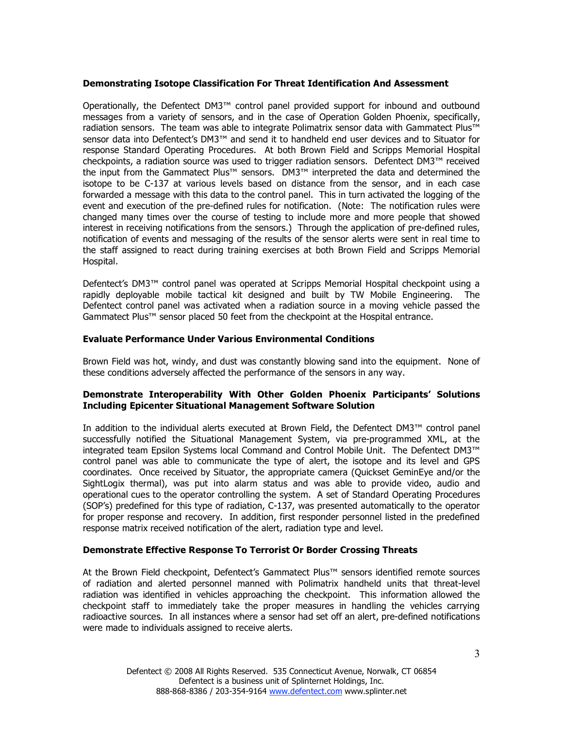**Demonstrating Isotope Classification For Threat Identification And Assessment**

Operationally, the Defentect DM3™ control panel provided support for inbound and outbound messages from a variety of sensors, and in the case of Operation Golden Phoenix, specifically, radiation sensors. The team was able to integrate Polimatrix sensor data with Gammatect Plus™ sensor data into Defentect's DM3™ and send it to handheld end user devices and to Situator for response Standard Operating Procedures. At both Brown Field and Scripps Memorial Hospital checkpoints, a radiation source was used to trigger radiation sensors. Defentect DM3™ received the input from the Gammatect Plus™ sensors. DM3™ interpreted the data and determined the isotope to be C-137 at various levels based on distance from the sensor, and in each case forwarded a message with this data to the control panel. This in turn activated the logging of the event and execution of the pre-defined rules for notification. (Note: The notification rules were changed many times over the course of testing to include more and more people that showed interest in receiving notifications from the sensors.) Through the application of pre-defined rules, notification of events and messaging of the results of the sensor alerts were sent in real time to the staff assigned to react during training exercises at both Brown Field and Scripps Memorial Hospital.

Defentect's DM3™ control panel was operated at Scripps Memorial Hospital checkpoint using a rapidly deployable mobile tactical kit designed and built by TW Mobile Engineering. The Defentect control panel was activated when a radiation source in a moving vehicle passed the Gammatect Plus™ sensor placed 50 feet from the checkpoint at the Hospital entrance.

**Evaluate Performance Under Various Environmental Conditions**

Brown Field was hot, windy, and dust was constantly blowing sand into the equipment. None of these conditions adversely affected the performance of the sensors in any way.

**Demonstrate Interoperability With Other Golden Phoenix Participants' Solutions Including Epicenter Situational Management Software Solution**

In addition to the individual alerts executed at Brown Field, the Defentect DM3™ control panel successfully notified the Situational Management System, via pre-programmed XML, at the integrated team Epsilon Systems local Command and Control Mobile Unit. The Defentect DM3™ control panel was able to communicate the type of alert, the isotope and its level and GPS coordinates. Once received by Situator, the appropriate camera (Quickset GeminEye and/or the SightLogix thermal), was put into alarm status and was able to provide video, audio and operational cues to the operator controlling the system. A set of Standard Operating Procedures (SOP's) predefined for this type of radiation, C-137, was presented automatically to the operator for proper response and recovery. In addition, first responder personnel listed in the predefined response matrix received notification of the alert, radiation type and level.

**Demonstrate Effective Response To Terrorist Or Border Crossing Threats**

At the Brown Field checkpoint, Defentect's Gammatect Plus™ sensors identified remote sources of radiation and alerted personnel manned with Polimatrix handheld units that threat-level radiation was identified in vehicles approaching the checkpoint. This information allowed the checkpoint staff to immediately take the proper measures in handling the vehicles carrying radioactive sources. In all instances where a sensor had set off an alert, pre-defined notifications were made to individuals assigned to receive alerts.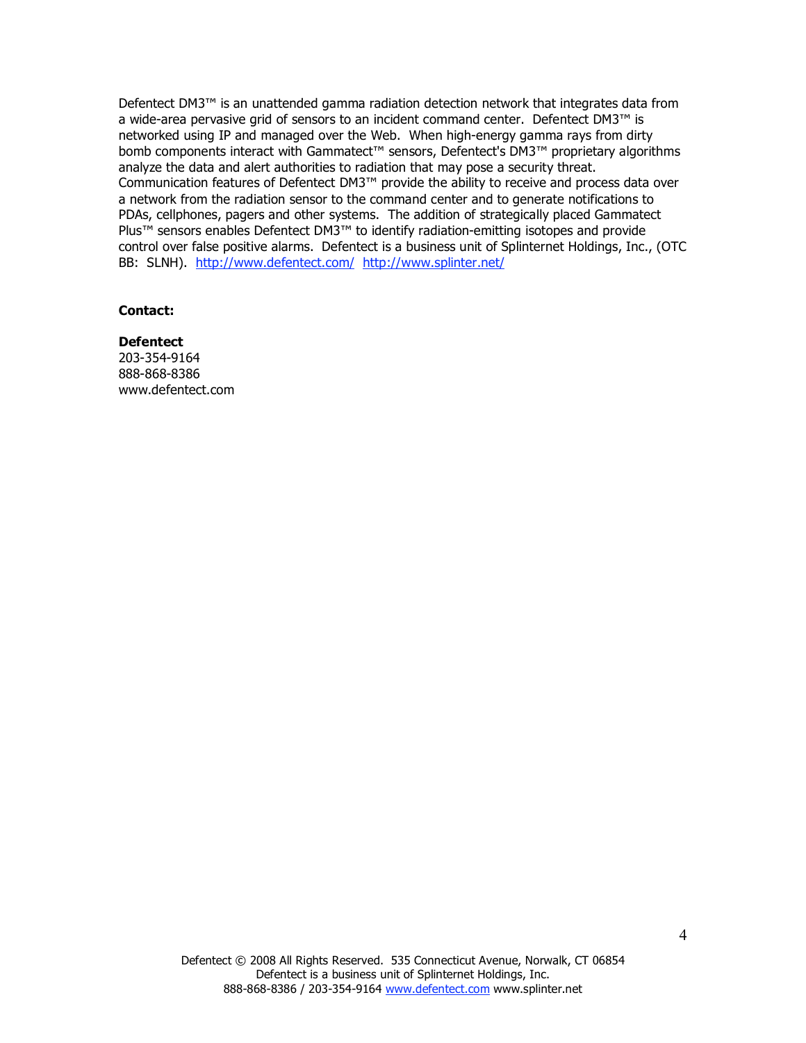Defentect DM3™ is an unattended gamma radiation detection network that integrates data from a wide-area pervasive grid of sensors to an incident command center. Defentect DM3™ is networked using IP and managed over the Web. When high-energy gamma rays from dirty bomb components interact with Gammatect™ sensors, Defentect's DM3™ proprietary algorithms analyze the data and alert authorities to radiation that may pose a security threat. Communication features of Defentect DM3™ provide the ability to receive and process data over a network from the radiation sensor to the command center and to generate notifications to PDAs, cellphones, pagers and other systems. The addition of strategically placed Gammatect Plus™ sensors enables Defentect DM3™ to identify radiation-emitting isotopes and provide control over false positive alarms. Defentect is a business unit of Splinternet Holdings, Inc., (OTC BB: SLNH). http://www.defentect.com/ http://www.splinter.net/

**Contact:**

**Defentect**
203-354-9164
888-868-8386
www.defentect.com